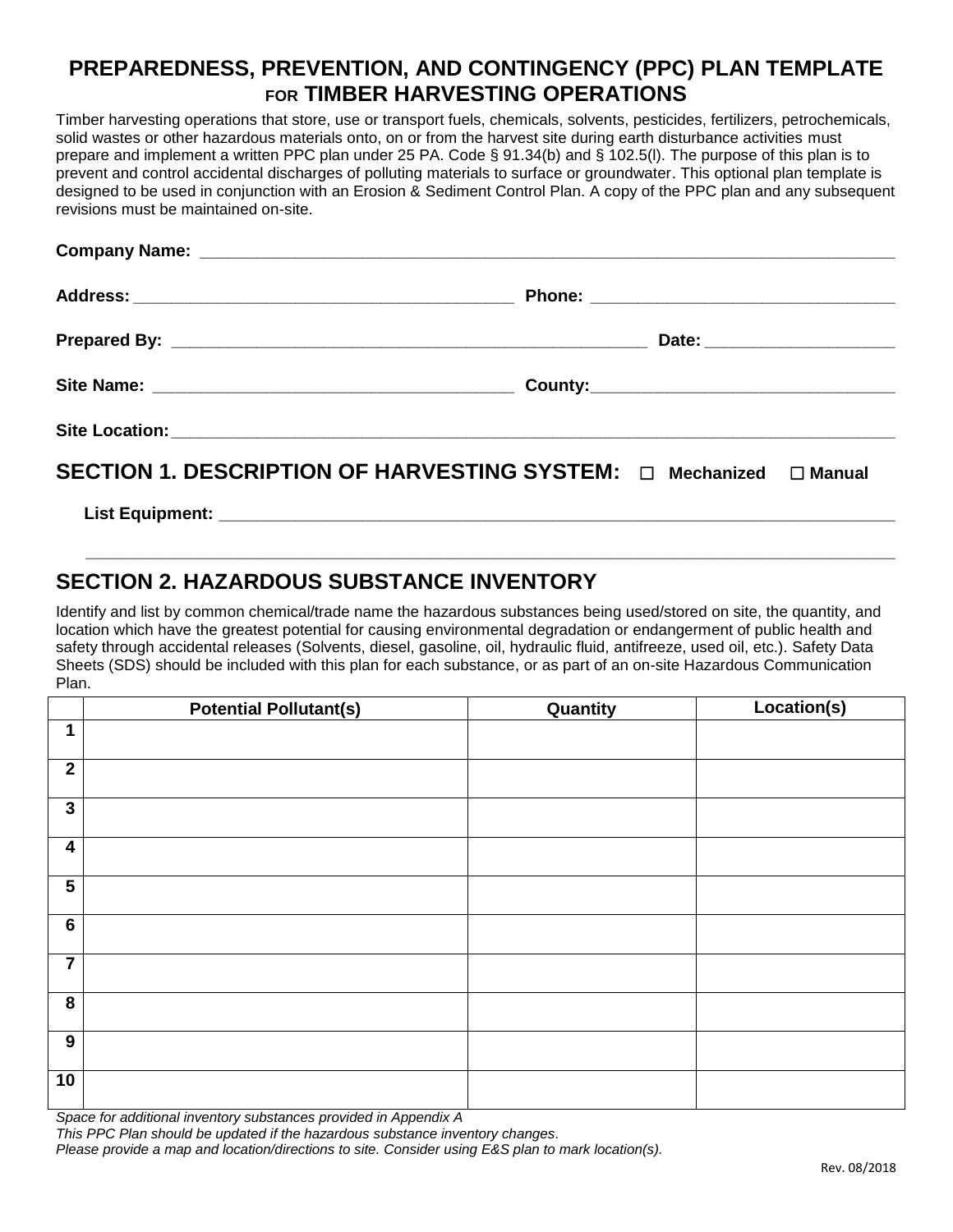# PREPAREDNESS, PREVENTION, AND CONTINGENCY (PPC) PLAN TEMPLATE FOR TIMBER HARVESTING OPERATIONS

Timber harvesting operations that store, use or transport fuels, chemicals, solvents, pesticides, fertilizers, petrochemicals, solid wastes or other hazardous materials onto, on or from the harvest site during earth disturbance activities must prepare and implement a written PPC plan under 25 PA. Code § 91.34(b) and § 102.5(l). The purpose of this plan is to prevent and control accidental discharges of polluting materials to surface or groundwater. This optional plan template is designed to be used in conjunction with an Erosion & Sediment Control Plan. A copy of the PPC plan and any subsequent revisions must be maintained on-site.

**Company Name:** ____________________________________________________________________________

**Address:** ________________________________________ **Phone:** ________________________________

**Prepared By:** ____________________________________________________ **Date:** ____________________

**Site Name:** ______________________________________ **County:** ________________________________

**Site Location:** ____________________________________________________________________________

## SECTION 1. DESCRIPTION OF HARVESTING SYSTEM: ☐ Mechanized ☐ Manual

**List Equipment:** __________________________________________________________________________

______________________________________________________________________________________

## SECTION 2. HAZARDOUS SUBSTANCE INVENTORY

Identify and list by common chemical/trade name the hazardous substances being used/stored on site, the quantity, and location which have the greatest potential for causing environmental degradation or endangerment of public health and safety through accidental releases (Solvents, diesel, gasoline, oil, hydraulic fluid, antifreeze, used oil, etc.). Safety Data Sheets (SDS) should be included with this plan for each substance, or as part of an on-site Hazardous Communication Plan.

| | Potential Pollutant(s) | Quantity | Location(s) |
|---|---|---|---|
| **1** | | | |
| **2** | | | |
| **3** | | | |
| **4** | | | |
| **5** | | | |
| **6** | | | |
| **7** | | | |
| **8** | | | |
| **9** | | | |
| **10** | | | |

*Space for additional inventory substances provided in Appendix A*

*This PPC Plan should be updated if the hazardous substance inventory changes.*

*Please provide a map and location/directions to site. Consider using E&S plan to mark location(s).*

Rev. 08/2018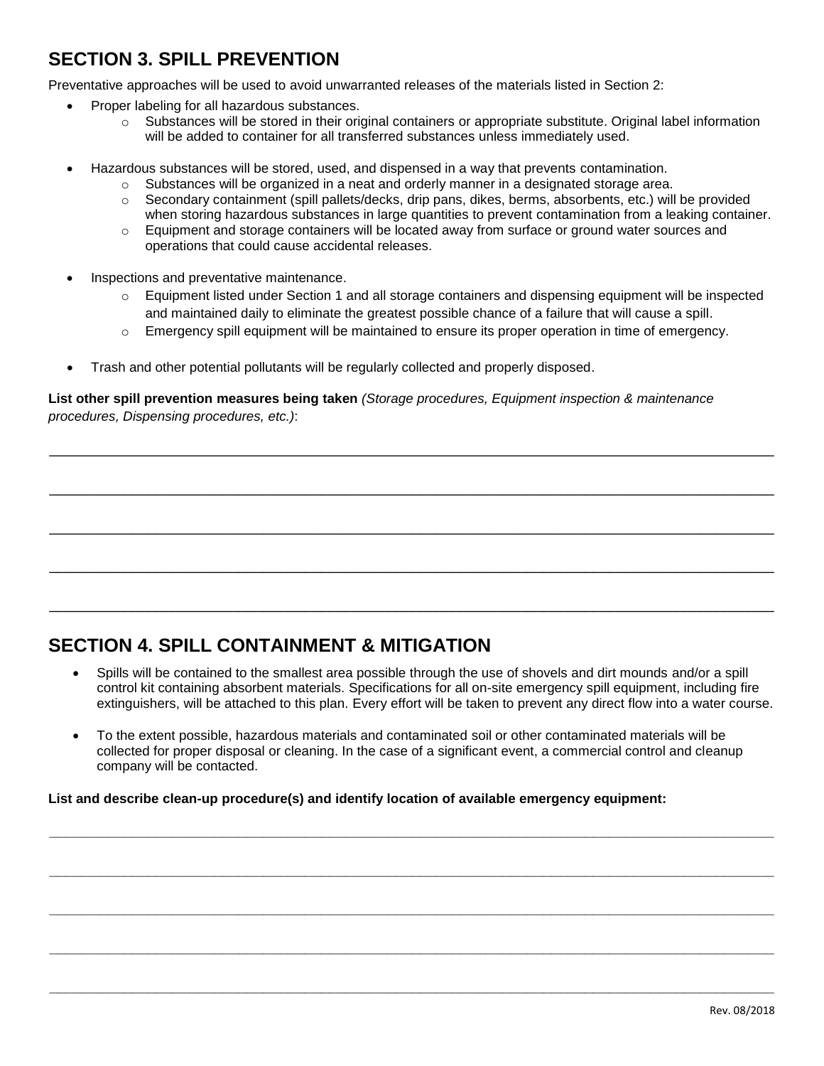## SECTION 3. SPILL PREVENTION

Preventative approaches will be used to avoid unwarranted releases of the materials listed in Section 2:

- Proper labeling for all hazardous substances.
  - Substances will be stored in their original containers or appropriate substitute. Original label information will be added to container for all transferred substances unless immediately used.
- Hazardous substances will be stored, used, and dispensed in a way that prevents contamination.
  - Substances will be organized in a neat and orderly manner in a designated storage area.
  - Secondary containment (spill pallets/decks, drip pans, dikes, berms, absorbents, etc.) will be provided when storing hazardous substances in large quantities to prevent contamination from a leaking container.
  - Equipment and storage containers will be located away from surface or ground water sources and operations that could cause accidental releases.
- Inspections and preventative maintenance.
  - Equipment listed under Section 1 and all storage containers and dispensing equipment will be inspected and maintained daily to eliminate the greatest possible chance of a failure that will cause a spill.
  - Emergency spill equipment will be maintained to ensure its proper operation in time of emergency.
- Trash and other potential pollutants will be regularly collected and properly disposed.

**List other spill prevention measures being taken** *(Storage procedures, Equipment inspection & maintenance procedures, Dispensing procedures, etc.)*:

______________________________________________________________________________

______________________________________________________________________________

______________________________________________________________________________

______________________________________________________________________________

______________________________________________________________________________

## SECTION 4. SPILL CONTAINMENT & MITIGATION

- Spills will be contained to the smallest area possible through the use of shovels and dirt mounds and/or a spill control kit containing absorbent materials. Specifications for all on-site emergency spill equipment, including fire extinguishers, will be attached to this plan. Every effort will be taken to prevent any direct flow into a water course.
- To the extent possible, hazardous materials and contaminated soil or other contaminated materials will be collected for proper disposal or cleaning. In the case of a significant event, a commercial control and cleanup company will be contacted.

**List and describe clean-up procedure(s) and identify location of available emergency equipment:**

______________________________________________________________________________

______________________________________________________________________________

______________________________________________________________________________

______________________________________________________________________________

______________________________________________________________________________

Rev. 08/2018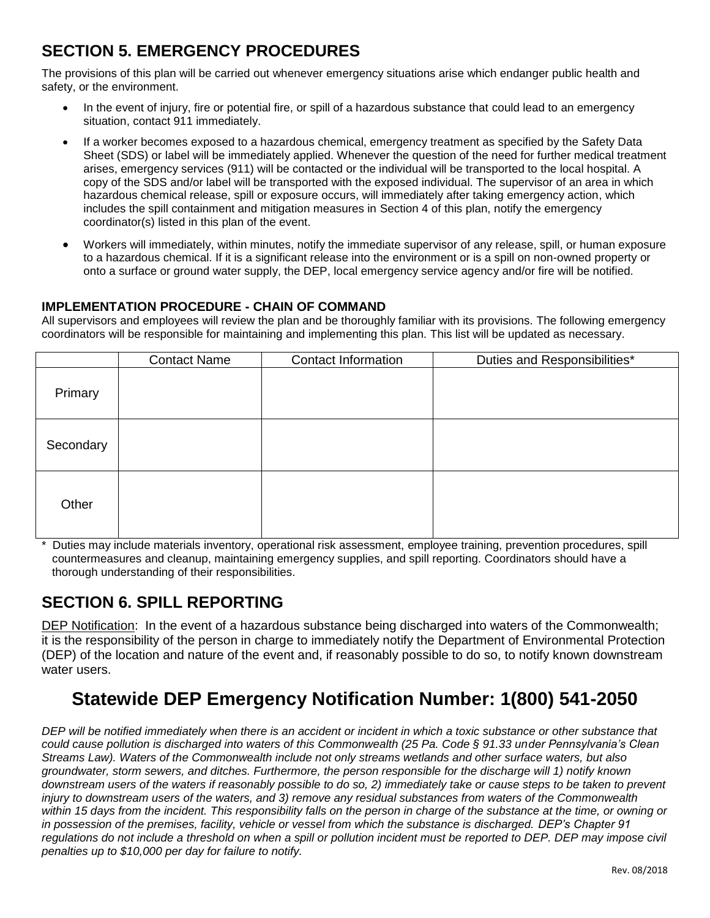## SECTION 5. EMERGENCY PROCEDURES

The provisions of this plan will be carried out whenever emergency situations arise which endanger public health and safety, or the environment.

- In the event of injury, fire or potential fire, or spill of a hazardous substance that could lead to an emergency situation, contact 911 immediately.
- If a worker becomes exposed to a hazardous chemical, emergency treatment as specified by the Safety Data Sheet (SDS) or label will be immediately applied. Whenever the question of the need for further medical treatment arises, emergency services (911) will be contacted or the individual will be transported to the local hospital. A copy of the SDS and/or label will be transported with the exposed individual. The supervisor of an area in which hazardous chemical release, spill or exposure occurs, will immediately after taking emergency action, which includes the spill containment and mitigation measures in Section 4 of this plan, notify the emergency coordinator(s) listed in this plan of the event.
- Workers will immediately, within minutes, notify the immediate supervisor of any release, spill, or human exposure to a hazardous chemical. If it is a significant release into the environment or is a spill on non-owned property or onto a surface or ground water supply, the DEP, local emergency service agency and/or fire will be notified.

### IMPLEMENTATION PROCEDURE - CHAIN OF COMMAND

All supervisors and employees will review the plan and be thoroughly familiar with its provisions. The following emergency coordinators will be responsible for maintaining and implementing this plan. This list will be updated as necessary.

| | Contact Name | Contact Information | Duties and Responsibilities* |
|---|---|---|---|
| Primary | | | |
| Secondary | | | |
| Other | | | |

\* Duties may include materials inventory, operational risk assessment, employee training, prevention procedures, spill countermeasures and cleanup, maintaining emergency supplies, and spill reporting. Coordinators should have a thorough understanding of their responsibilities.

## SECTION 6. SPILL REPORTING

DEP Notification: In the event of a hazardous substance being discharged into waters of the Commonwealth; it is the responsibility of the person in charge to immediately notify the Department of Environmental Protection (DEP) of the location and nature of the event and, if reasonably possible to do so, to notify known downstream water users.

## Statewide DEP Emergency Notification Number: 1(800) 541-2050

*DEP will be notified immediately when there is an accident or incident in which a toxic substance or other substance that could cause pollution is discharged into waters of this Commonwealth (25 Pa. Code § 91.33 under Pennsylvania's Clean Streams Law). Waters of the Commonwealth include not only streams wetlands and other surface waters, but also groundwater, storm sewers, and ditches. Furthermore, the person responsible for the discharge will 1) notify known downstream users of the waters if reasonably possible to do so, 2) immediately take or cause steps to be taken to prevent injury to downstream users of the waters, and 3) remove any residual substances from waters of the Commonwealth within 15 days from the incident. This responsibility falls on the person in charge of the substance at the time, or owning or in possession of the premises, facility, vehicle or vessel from which the substance is discharged. DEP's Chapter 91 regulations do not include a threshold on when a spill or pollution incident must be reported to DEP. DEP may impose civil penalties up to $10,000 per day for failure to notify.*

Rev. 08/2018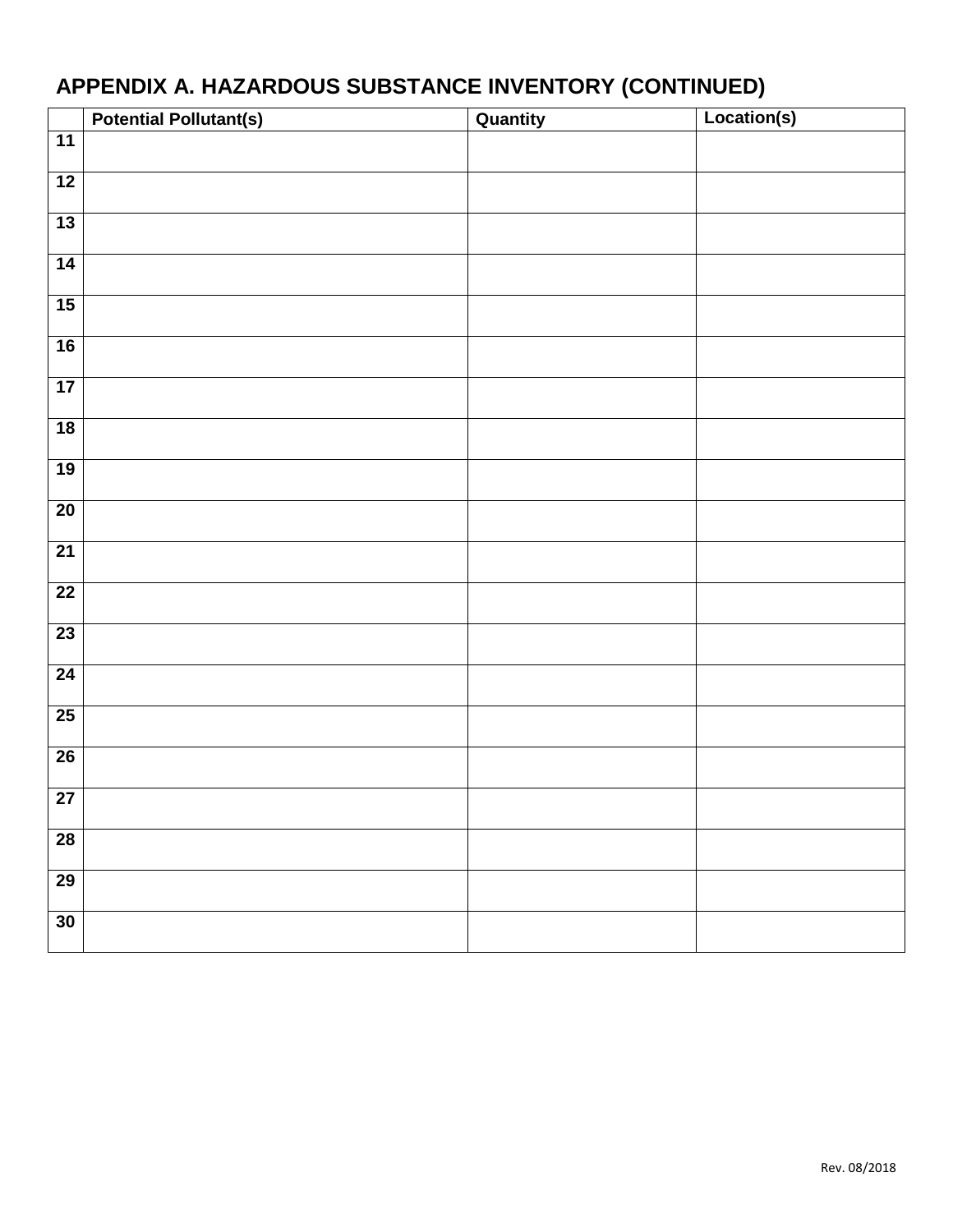## APPENDIX A. HAZARDOUS SUBSTANCE INVENTORY (CONTINUED)

| | Potential Pollutant(s) | Quantity | Location(s) |
|---|---|---|---|
| 11 | | | |
| 12 | | | |
| 13 | | | |
| 14 | | | |
| 15 | | | |
| 16 | | | |
| 17 | | | |
| 18 | | | |
| 19 | | | |
| 20 | | | |
| 21 | | | |
| 22 | | | |
| 23 | | | |
| 24 | | | |
| 25 | | | |
| 26 | | | |
| 27 | | | |
| 28 | | | |
| 29 | | | |
| 30 | | | |

Rev. 08/2018